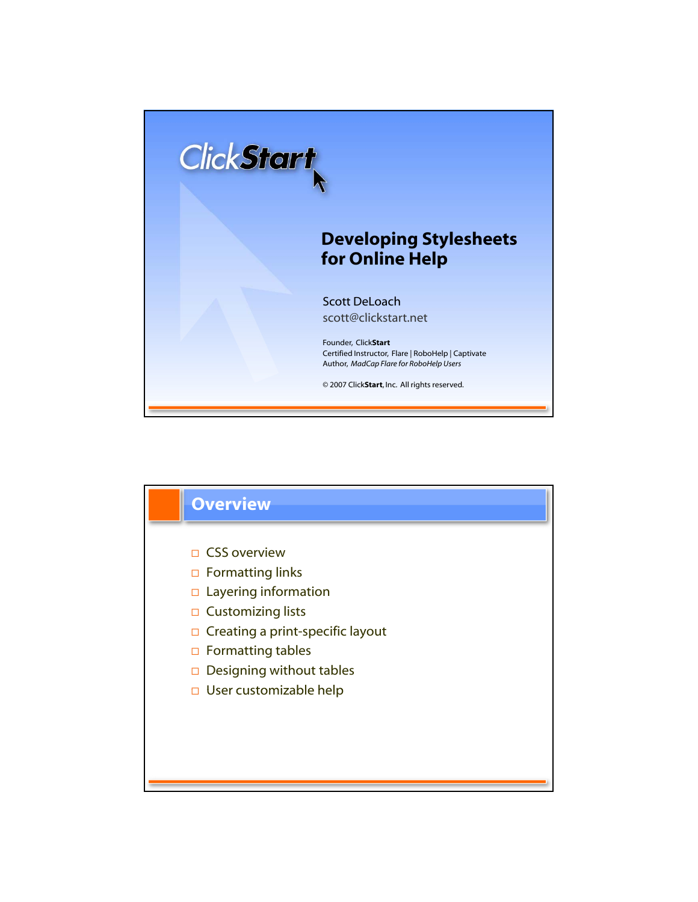ClickStart

# Developing Stylesheets for Online Help

Scott DeLoach
scott@clickstart.net

Founder, Click**Start**
Certified Instructor, Flare | RoboHelp | Captivate
Author, *MadCap Flare for RoboHelp Users*

© 2007 Click**Start**, Inc. All rights reserved.

## Overview

- CSS overview
- Formatting links
- Layering information
- Customizing lists
- Creating a print-specific layout
- Formatting tables
- Designing without tables
- User customizable help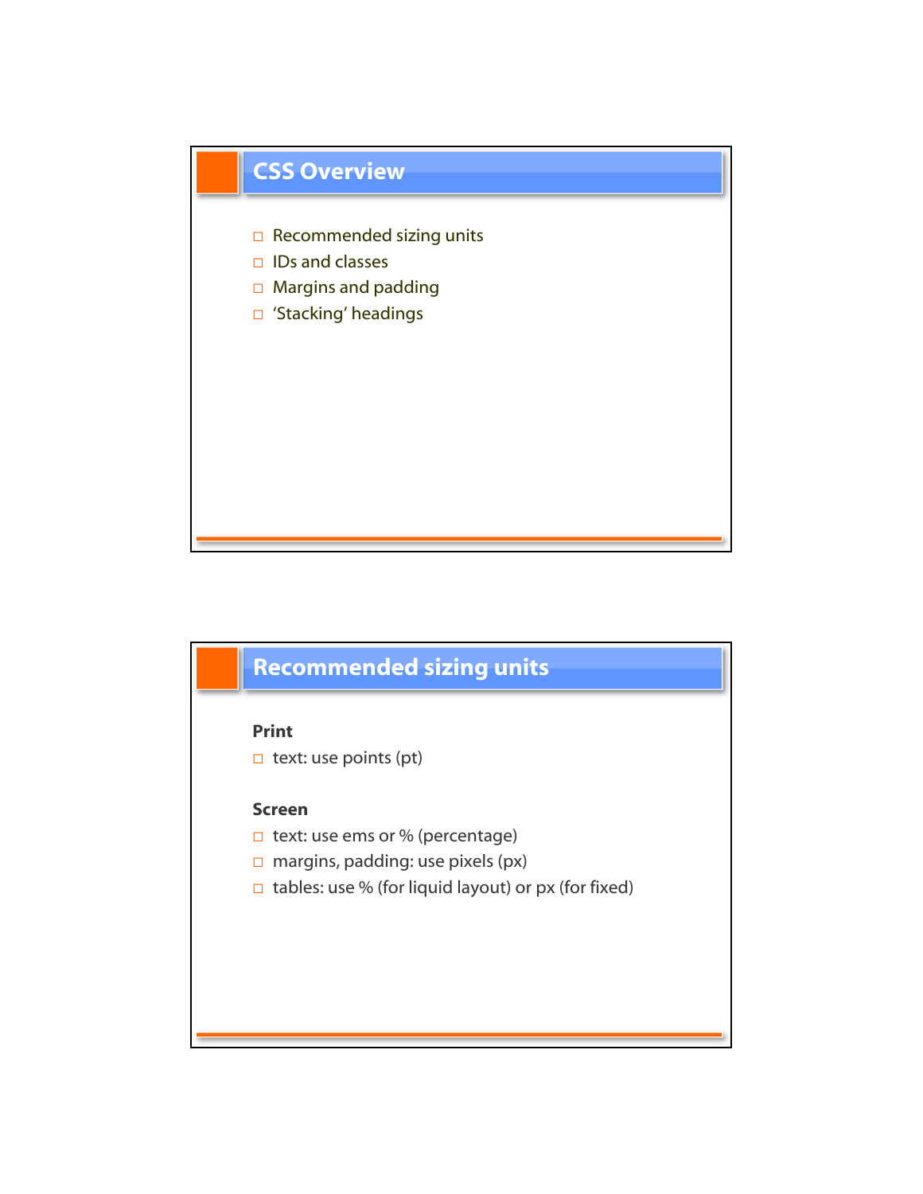## CSS Overview

- Recommended sizing units
- IDs and classes
- Margins and padding
- ‘Stacking’ headings

## Recommended sizing units

**Print**

- text: use points (pt)

**Screen**

- text: use ems or % (percentage)
- margins, padding: use pixels (px)
- tables: use % (for liquid layout) or px (for fixed)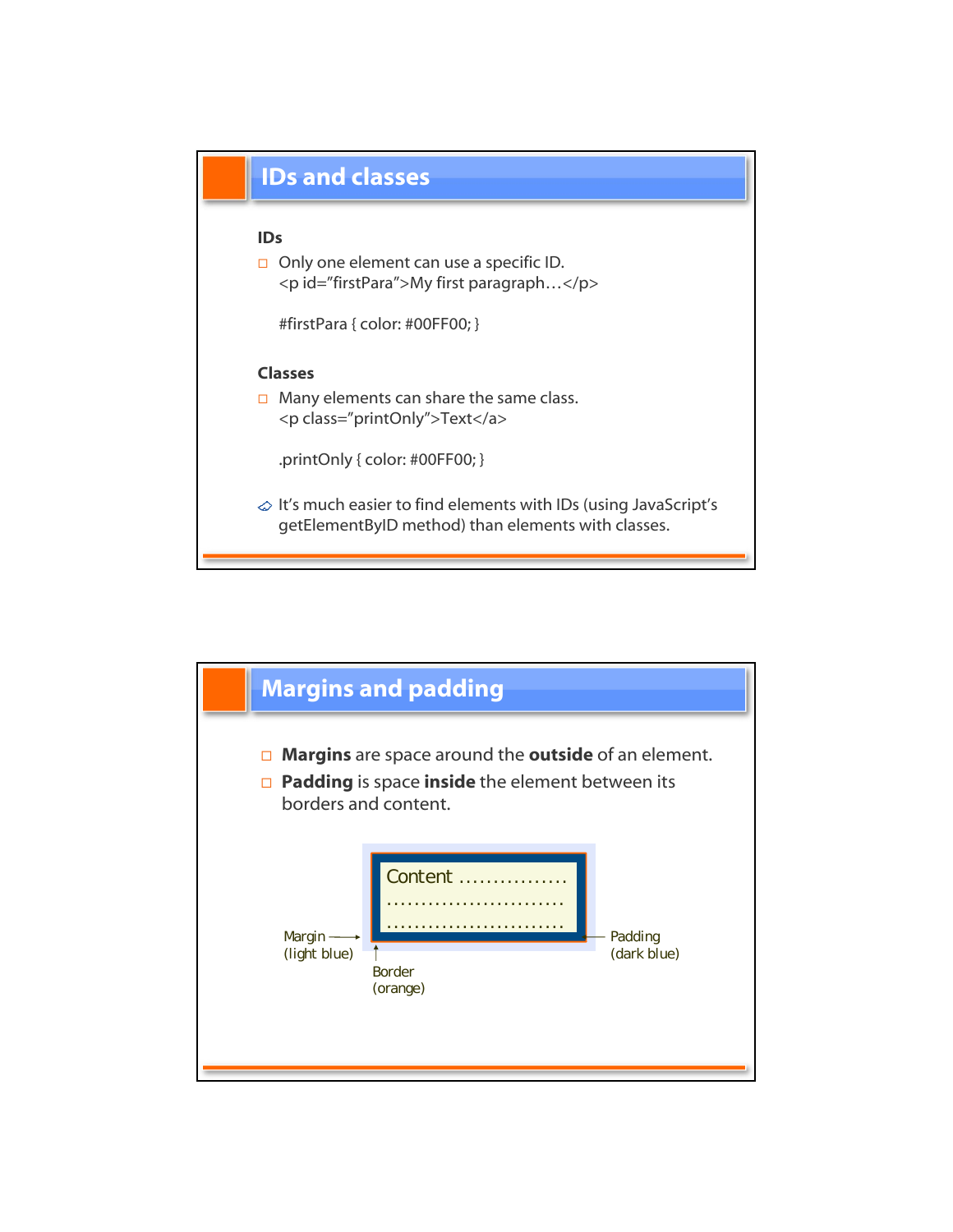# IDs and classes

**IDs**

- Only one element can use a specific ID.
  <p id="firstPara">My first paragraph…</p>

  #firstPara { color: #00FF00; }

**Classes**

- Many elements can share the same class.
  <p class="printOnly">Text</a>

  .printOnly { color: #00FF00; }

- It's much easier to find elements with IDs (using JavaScript's getElementByID method) than elements with classes.

# Margins and padding

- **Margins** are space around the **outside** of an element.
- **Padding** is space **inside** the element between its borders and content.

Content ................
..........................
..........................

Margin (light blue)

Padding (dark blue)

Border (orange)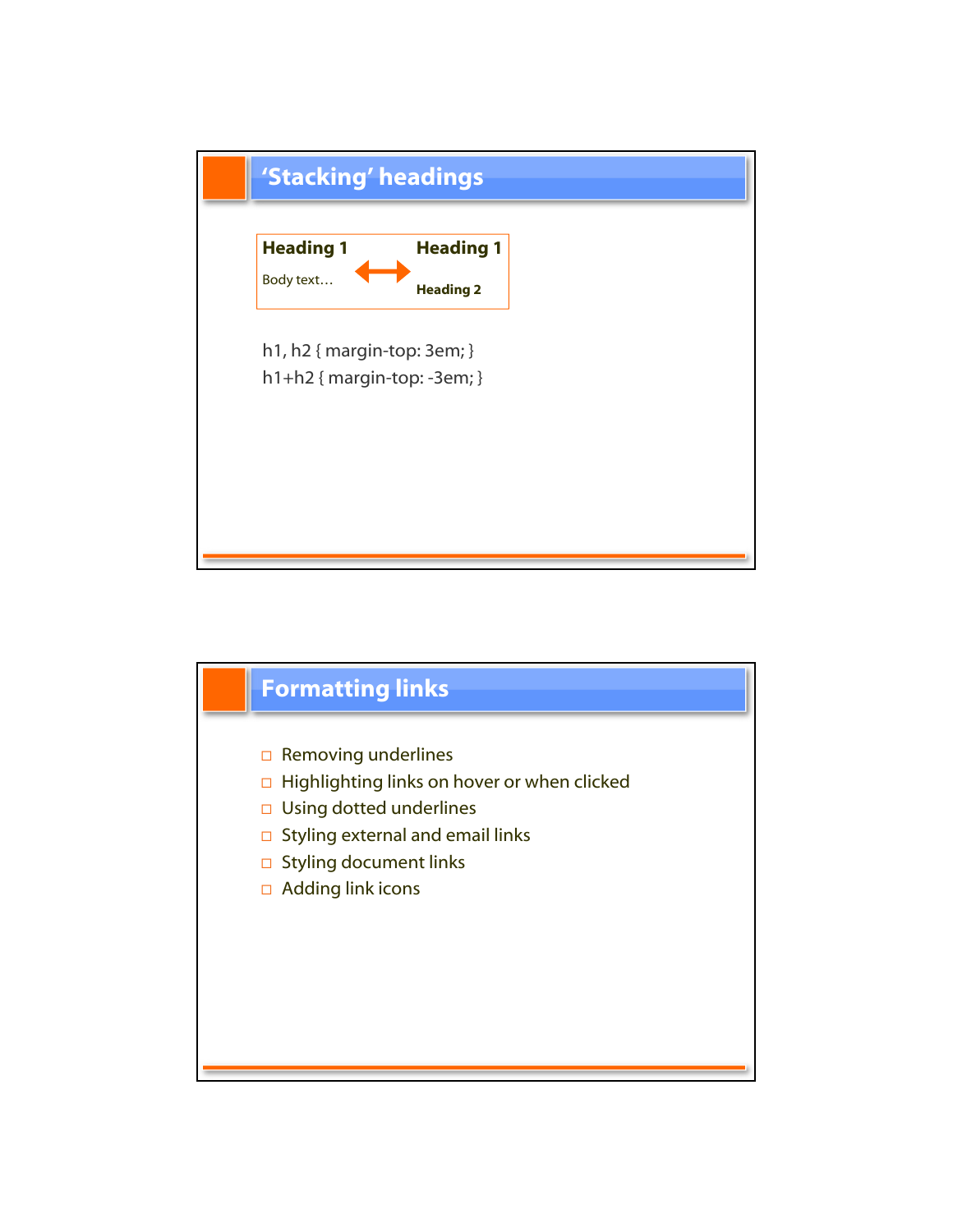## 'Stacking' headings

**Heading 1**

Body text…

↔

**Heading 1**

**Heading 2**

```
h1, h2 { margin-top: 3em; }
h1+h2 { margin-top: -3em; }
```

## Formatting links

- Removing underlines
- Highlighting links on hover or when clicked
- Using dotted underlines
- Styling external and email links
- Styling document links
- Adding link icons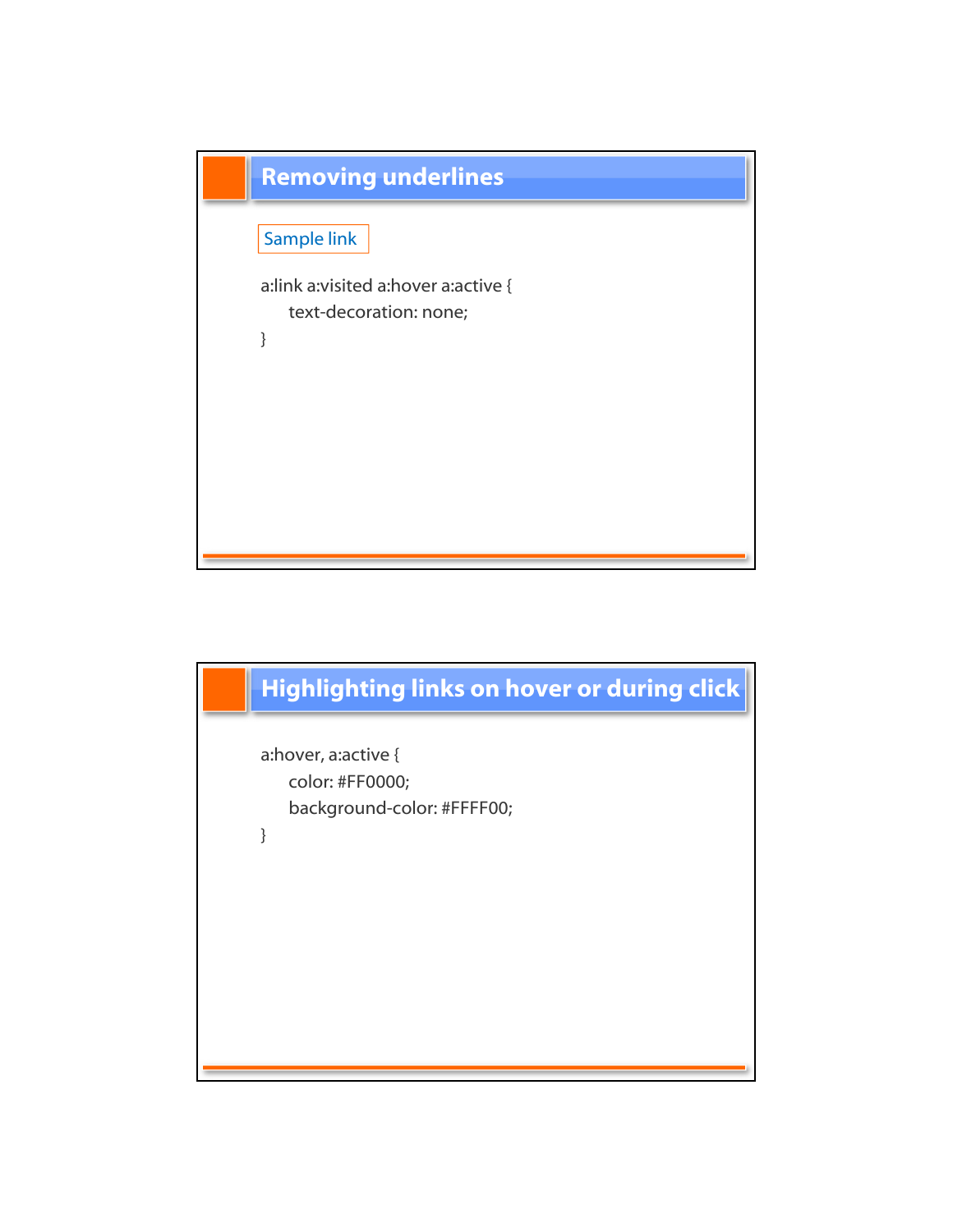## Removing underlines

Sample link

```
a:link a:visited a:hover a:active {
    text-decoration: none;
}
```

## Highlighting links on hover or during click

```
a:hover, a:active {
    color: #FF0000;
    background-color: #FFFF00;
}
```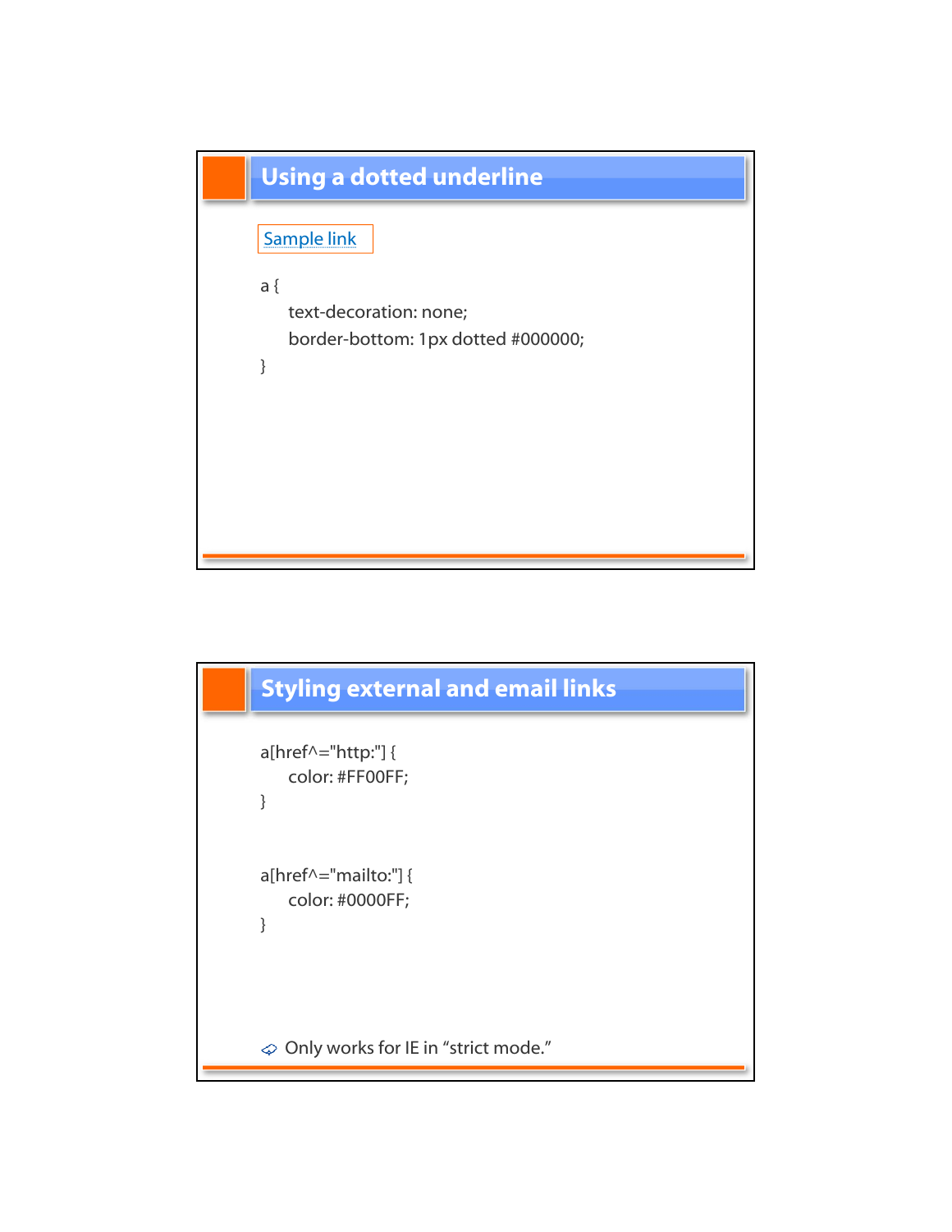## Using a dotted underline

Sample link

```
a {
    text-decoration: none;
    border-bottom: 1px dotted #000000;
}
```

## Styling external and email links

```
a[href^="http:"] {
    color: #FF00FF;
}

a[href^="mailto:"] {
    color: #0000FF;
}
```

- Only works for IE in “strict mode.”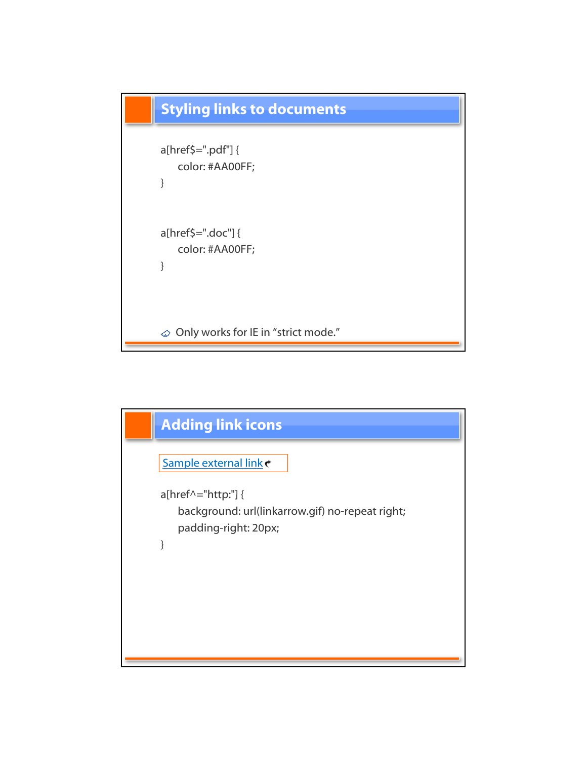## Styling links to documents

```
a[href$=".pdf"] {
    color: #AA00FF;
}

a[href$=".doc"] {
    color: #AA00FF;
}
```

- Only works for IE in “strict mode.”

## Adding link icons

Sample external link

```
a[href^="http:"] {
    background: url(linkarrow.gif) no-repeat right;
    padding-right: 20px;
}
```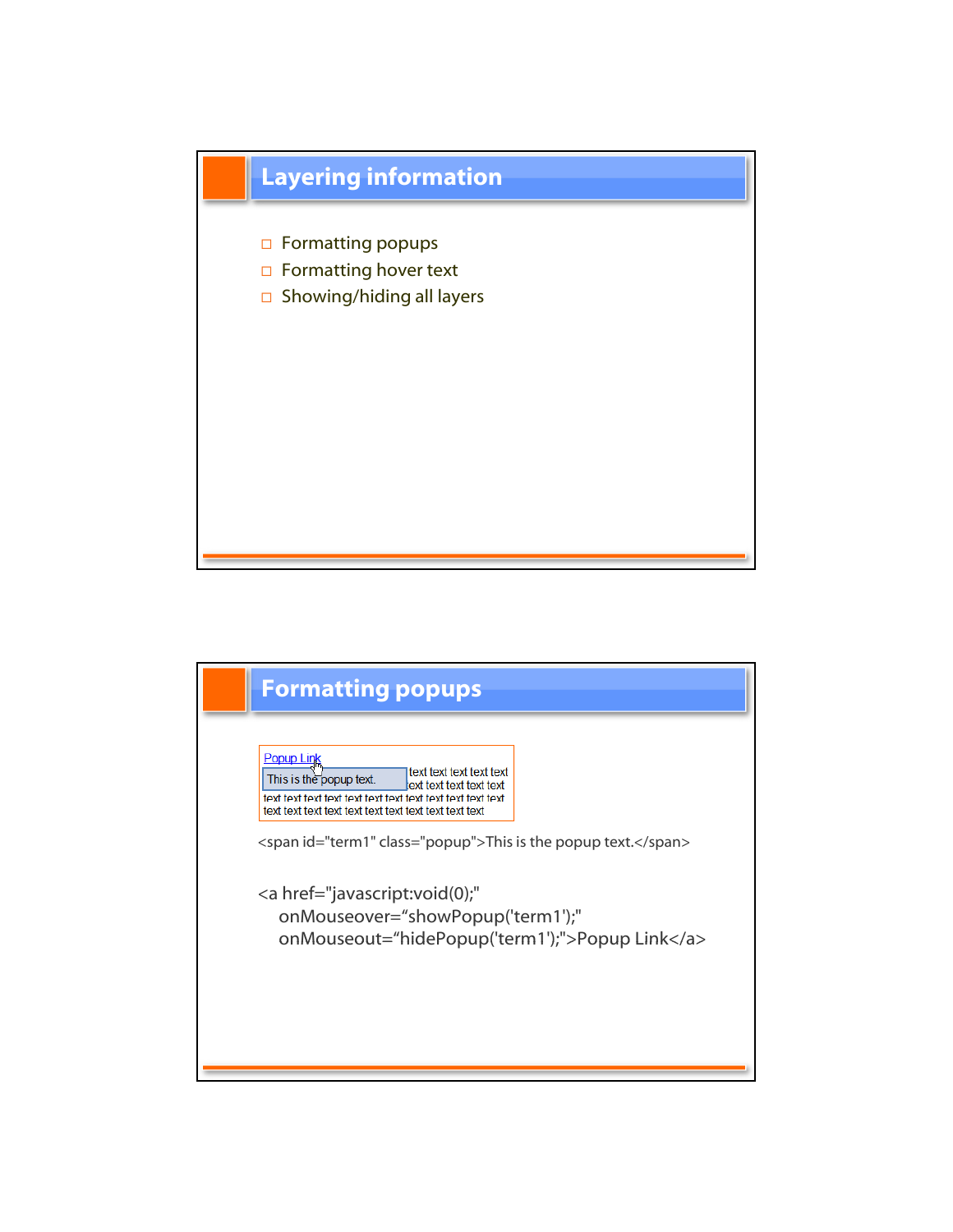## Layering information

- Formatting popups
- Formatting hover text
- Showing/hiding all layers

## Formatting popups

Popup Link

This is the popup text.

text text text text text text text text text text text text text text text text text text text text text text text text text text text text text text text text text text text text text text text text

```
<span id="term1" class="popup">This is the popup text.</span>
```

```
<a href="javascript:void(0);"
   onMouseover="showPopup('term1');"
   onMouseout="hidePopup('term1');">Popup Link</a>
```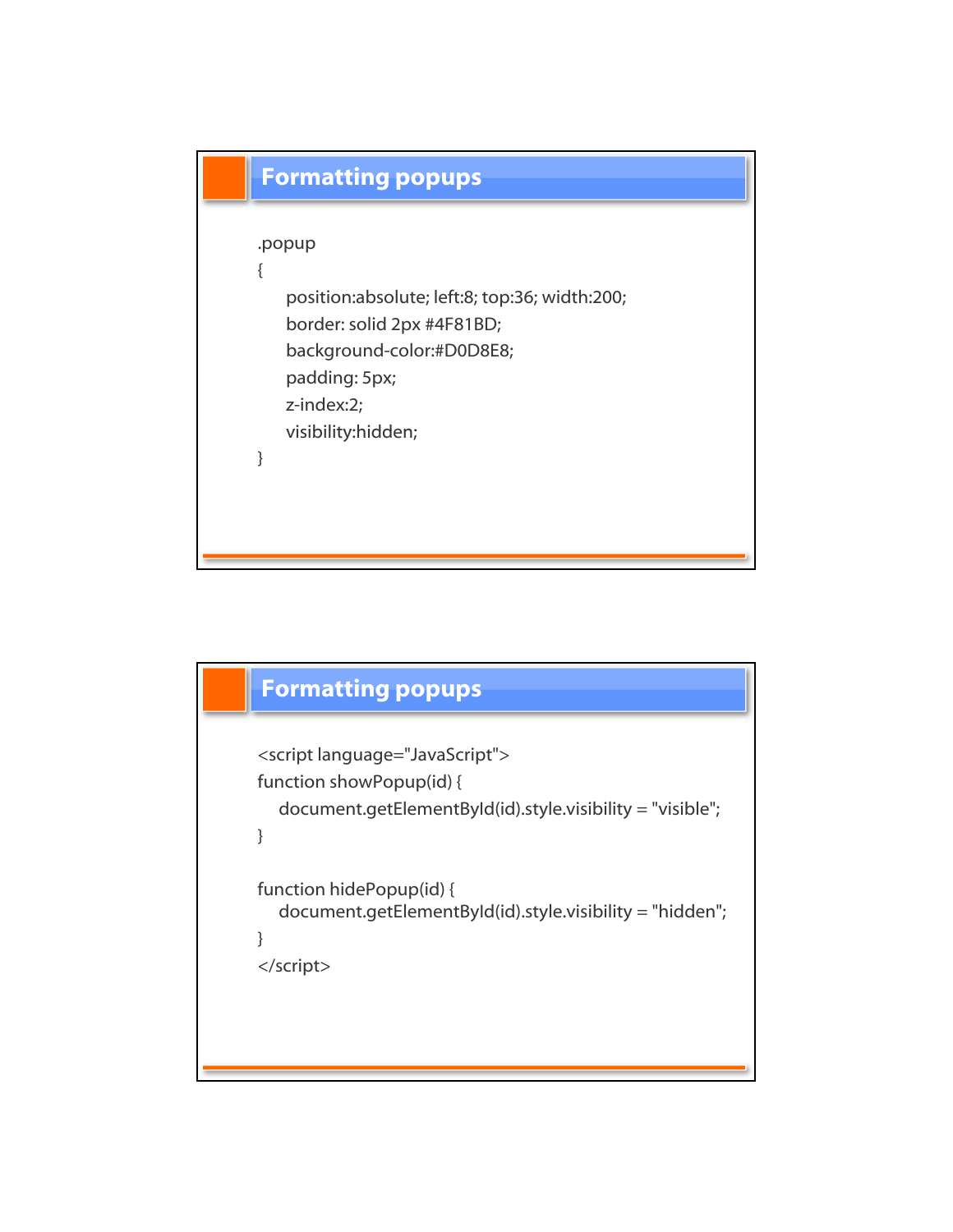## Formatting popups

```
.popup
{
    position:absolute; left:8; top:36; width:200;
    border: solid 2px #4F81BD;
    background-color:#D0D8E8;
    padding: 5px;
    z-index:2;
    visibility:hidden;
}
```

## Formatting popups

```
<script language="JavaScript">
function showPopup(id) {
   document.getElementById(id).style.visibility = "visible";
}

function hidePopup(id) {
   document.getElementById(id).style.visibility = "hidden";
}
</script>
```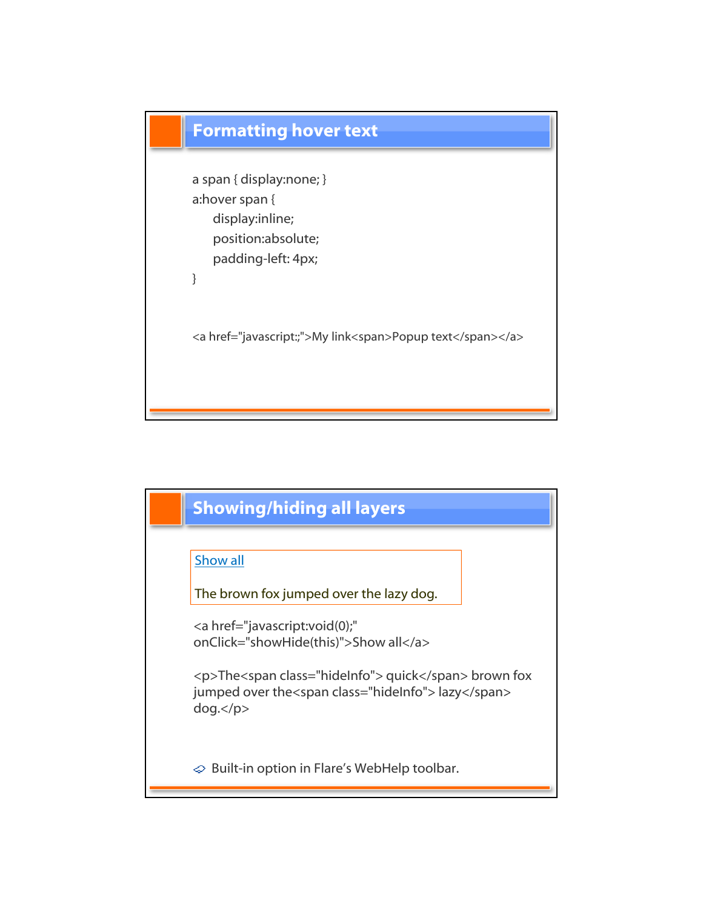## Formatting hover text

```
a span { display:none; }
a:hover span {
    display:inline;
    position:absolute;
    padding-left: 4px;
}
```

```
<a href="javascript:;">My link<span>Popup text</span></a>
```

## Showing/hiding all layers

Show all

The brown fox jumped over the lazy dog.

```
<a href="javascript:void(0);"
onClick="showHide(this)">Show all</a>

<p>The<span class="hideInfo"> quick</span> brown fox
jumped over the<span class="hideInfo"> lazy</span>
dog.</p>
```

- Built-in option in Flare's WebHelp toolbar.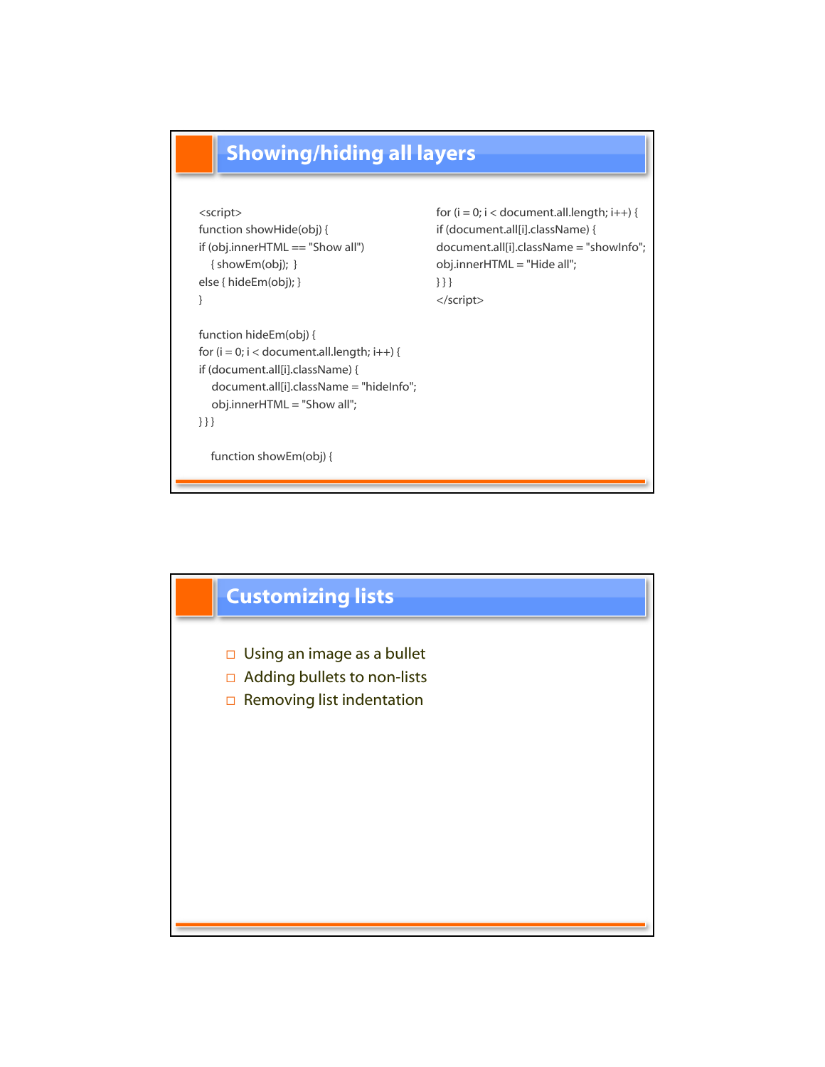## Showing/hiding all layers

```
<script>
function showHide(obj) {
if (obj.innerHTML == "Show all")
   { showEm(obj);  }
else { hideEm(obj); }
}

function hideEm(obj) {
for (i = 0; i < document.all.length; i++) {
if (document.all[i].className) {
   document.all[i].className = "hideInfo";
   obj.innerHTML = "Show all";
} } }

   function showEm(obj) {
for (i = 0; i < document.all.length; i++) {
if (document.all[i].className) {
document.all[i].className = "showInfo";
obj.innerHTML = "Hide all";
} } }
</script>
```

## Customizing lists

- Using an image as a bullet
- Adding bullets to non-lists
- Removing list indentation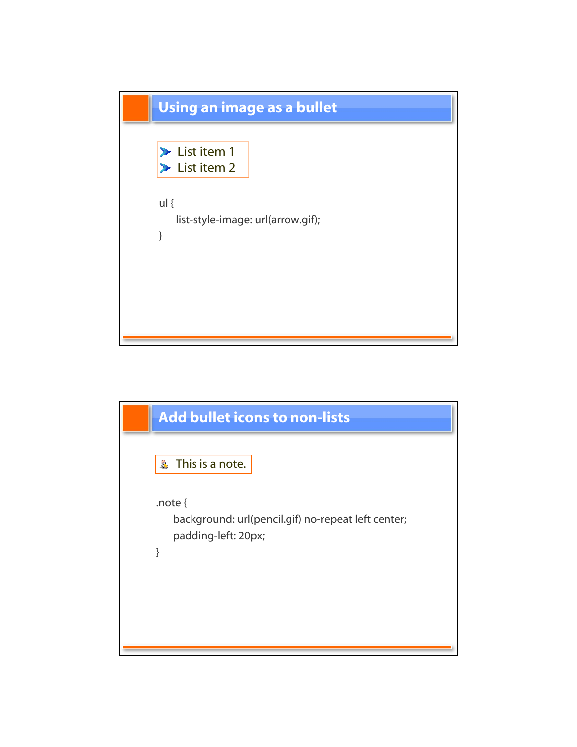## Using an image as a bullet

- List item 1
- List item 2

```
ul {
    list-style-image: url(arrow.gif);
}
```

## Add bullet icons to non-lists

This is a note.

```
.note {
    background: url(pencil.gif) no-repeat left center;
    padding-left: 20px;
}
```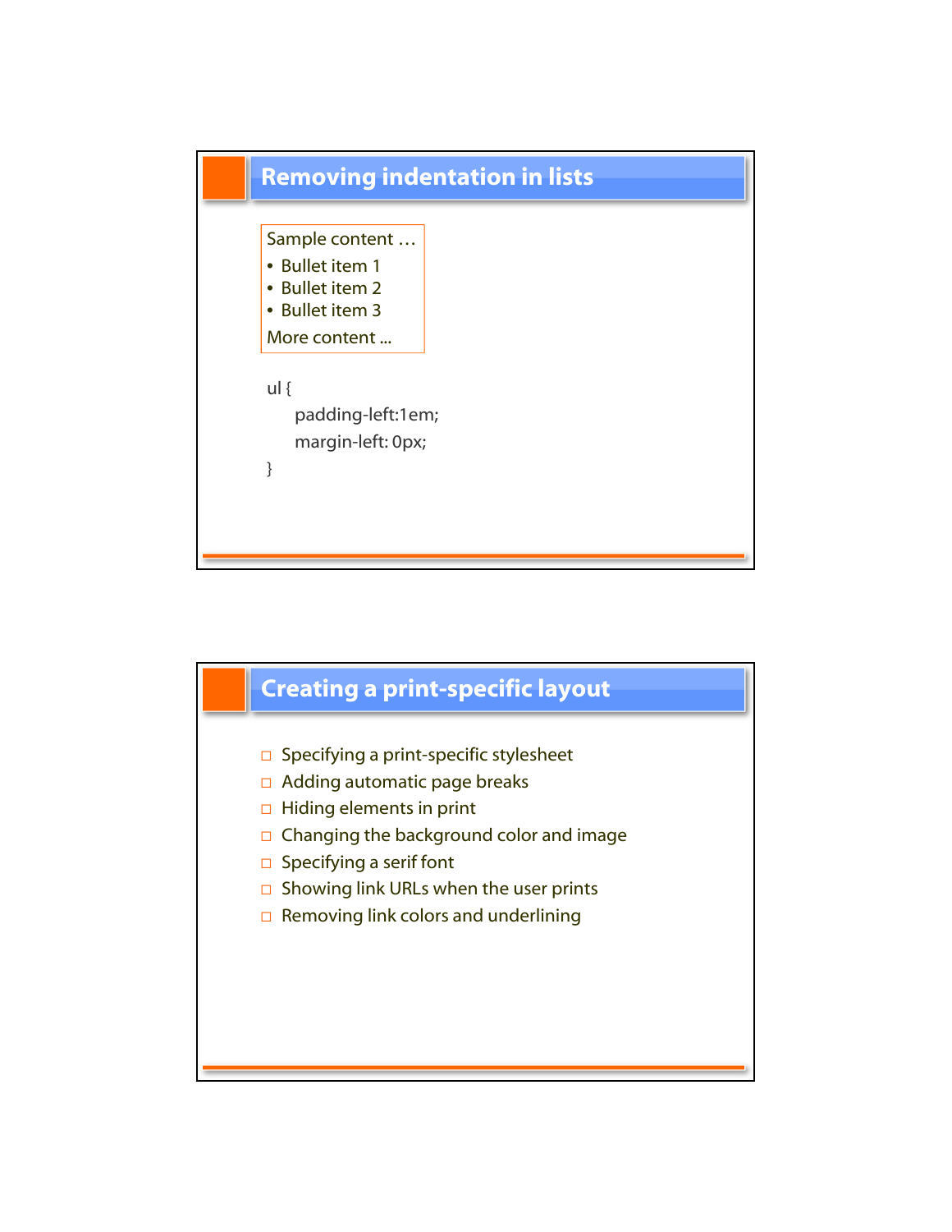## Removing indentation in lists

Sample content …

- Bullet item 1
- Bullet item 2
- Bullet item 3

More content ...

```
ul {
    padding-left:1em;
    margin-left: 0px;
}
```

## Creating a print-specific layout

- Specifying a print-specific stylesheet
- Adding automatic page breaks
- Hiding elements in print
- Changing the background color and image
- Specifying a serif font
- Showing link URLs when the user prints
- Removing link colors and underlining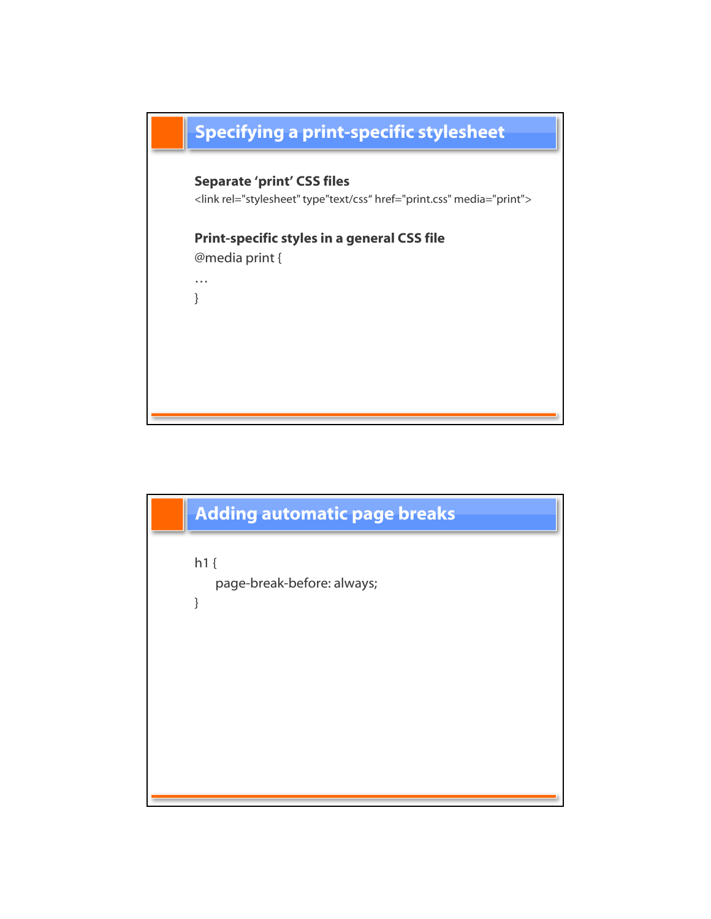## Specifying a print-specific stylesheet

**Separate 'print' CSS files**

```
<link rel="stylesheet" type"text/css“ href="print.css" media="print">
```

**Print-specific styles in a general CSS file**

```
@media print {
…
}
```

## Adding automatic page breaks

```
h1 {
    page-break-before: always;
}
```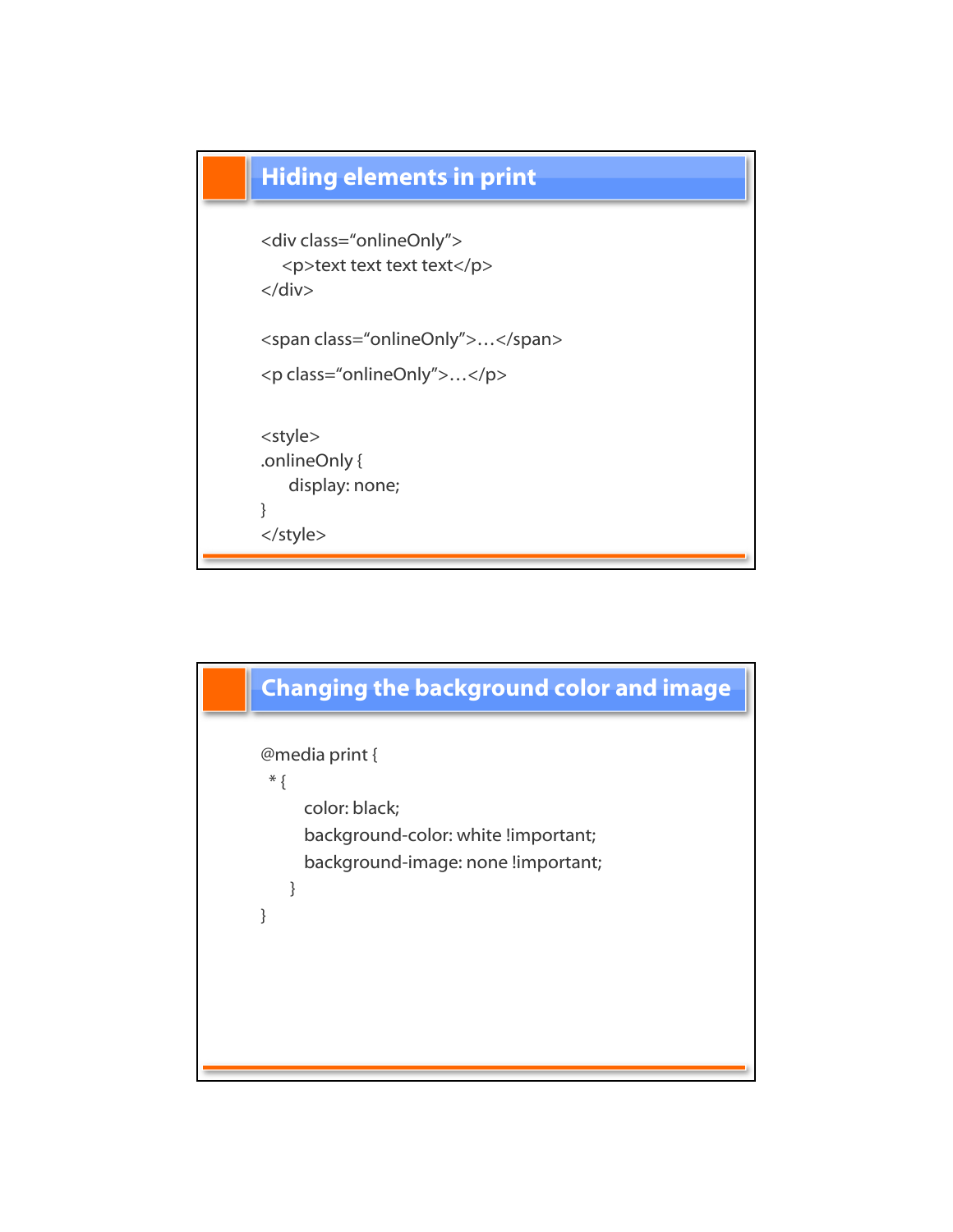## Hiding elements in print

```
<div class="onlineOnly">
    <p>text text text text</p>
</div>

<span class="onlineOnly">…</span>

<p class="onlineOnly">…</p>


<style>
.onlineOnly {
     display: none;
}
</style>
```

## Changing the background color and image

```
@media print {
  * {
        color: black;
        background-color: white !important;
        background-image: none !important;
     }
}
```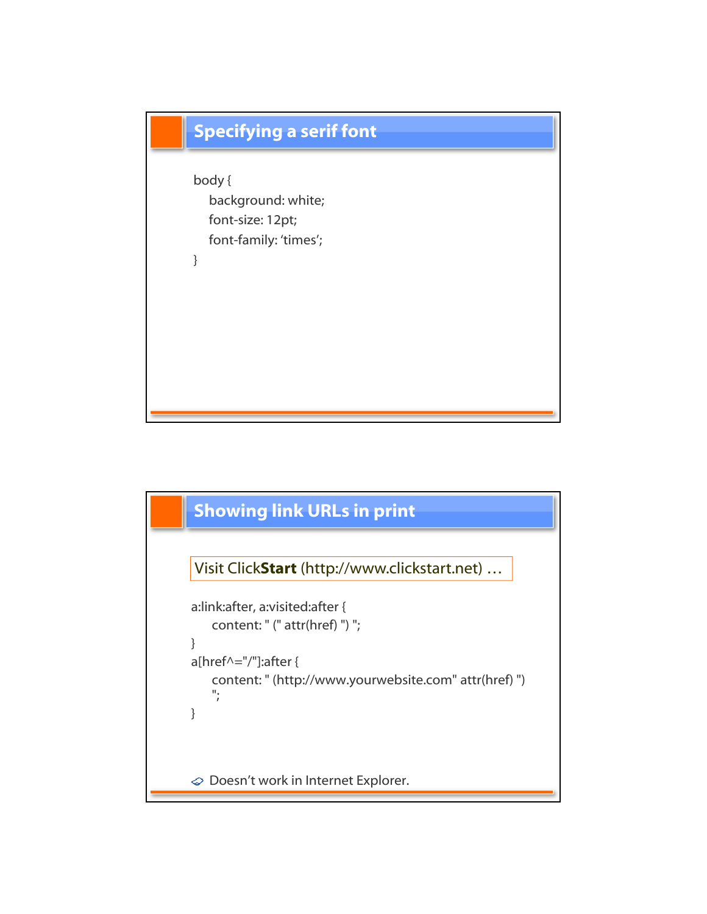## Specifying a serif font

```
body {
    background: white;
    font-size: 12pt;
    font-family: 'times';
}
```

## Showing link URLs in print

Visit Click**Start** (http://www.clickstart.net) …

```
a:link:after, a:visited:after {
    content: " (" attr(href) ") ";
}
a[href^="/"]:after {
    content: " (http://www.yourwebsite.com" attr(href) ")
    ";
}
```

- Doesn't work in Internet Explorer.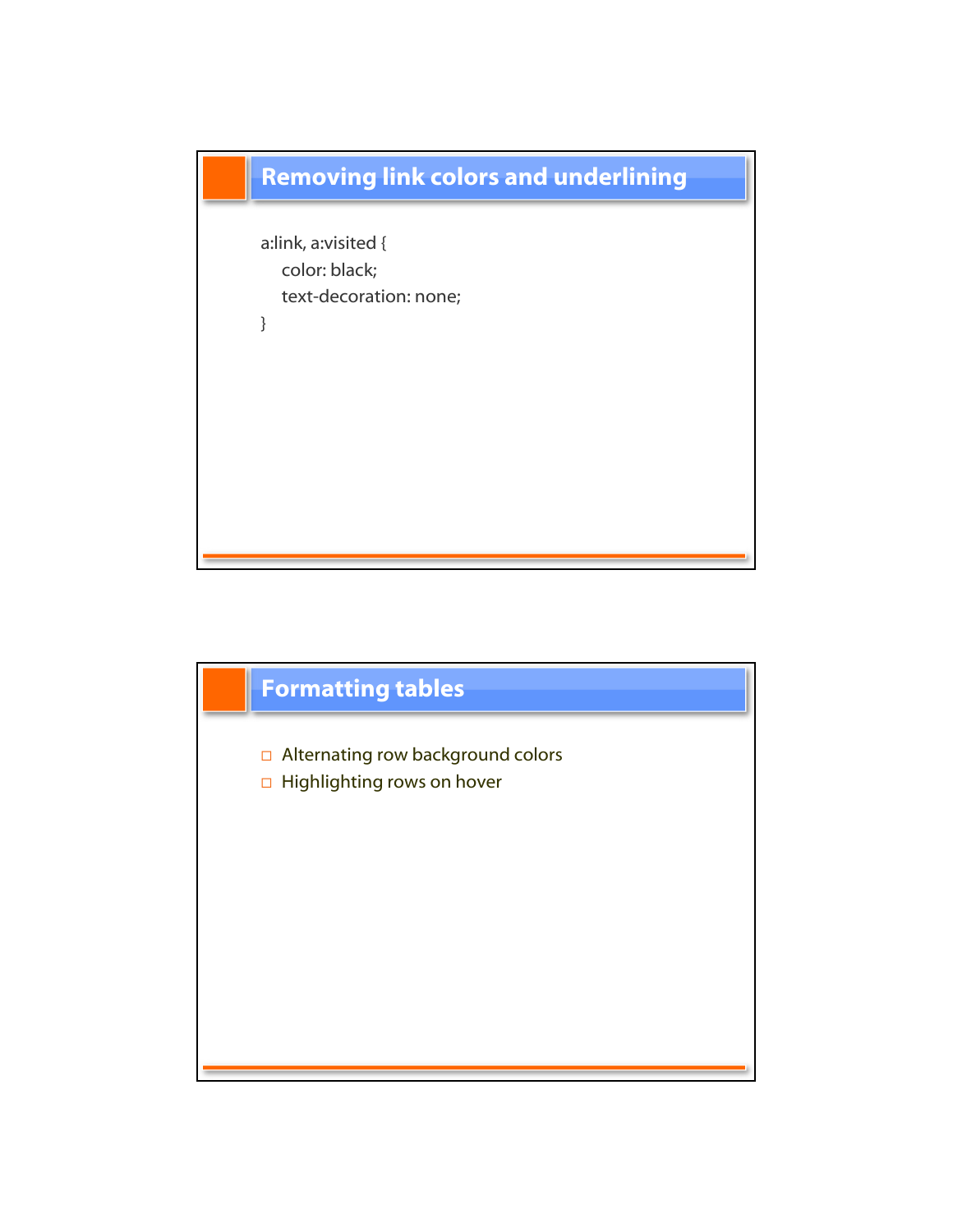## Removing link colors and underlining

```
a:link, a:visited {
    color: black;
    text-decoration: none;
}
```

## Formatting tables

- Alternating row background colors
- Highlighting rows on hover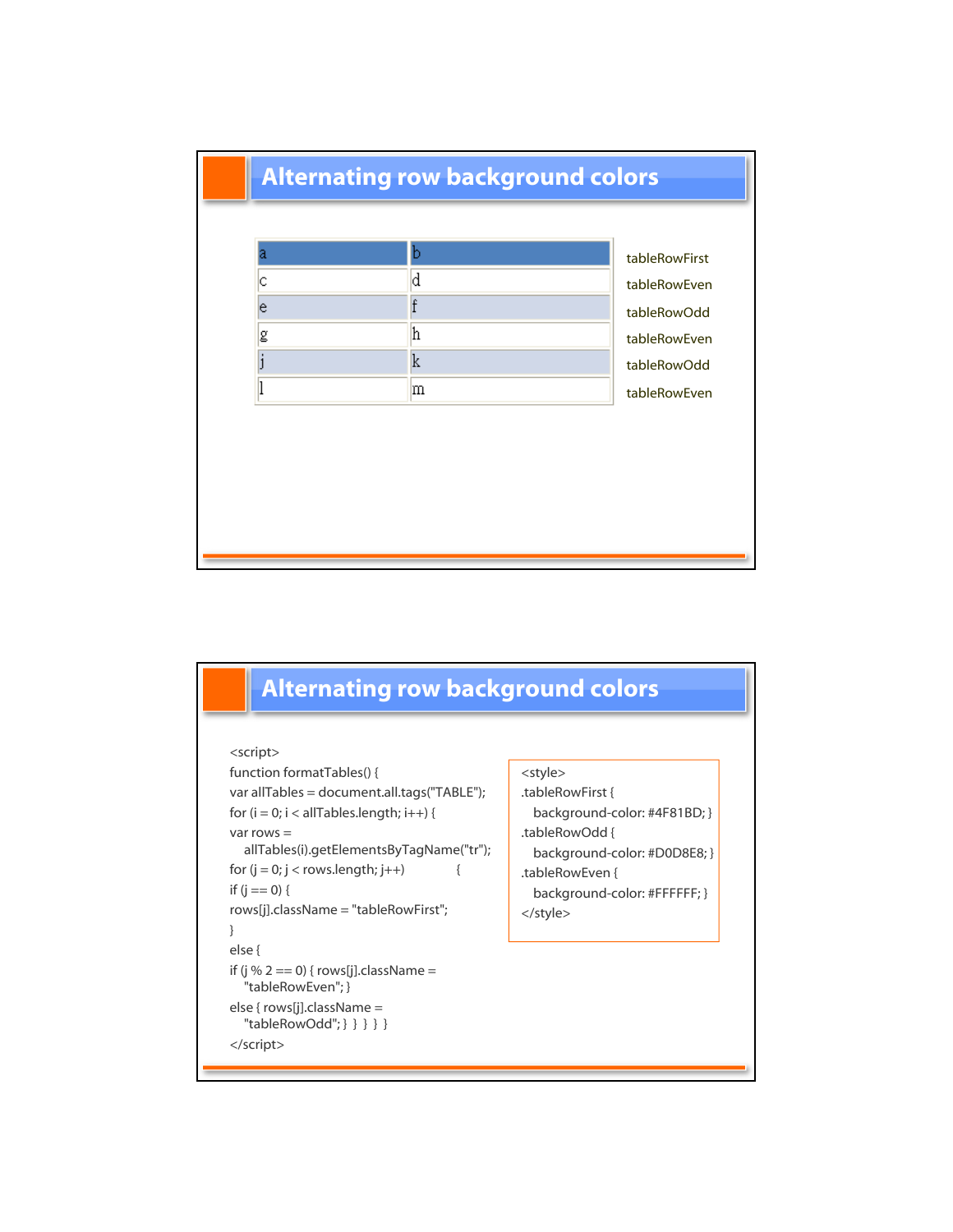## Alternating row background colors

| a | b | tableRowFirst |
|---|---|---|
| c | d | tableRowEven |
| e | f | tableRowOdd |
| g | h | tableRowEven |
| j | k | tableRowOdd |
| l | m | tableRowEven |

## Alternating row background colors

```
<script>
function formatTables() {
var allTables = document.all.tags("TABLE");
for (i = 0; i < allTables.length; i++) {
var rows =
    allTables(i).getElementsByTagName("tr");
for (j = 0; j < rows.length; j++)          {
if (j == 0) {
rows[j].className = "tableRowFirst";
}
else {
if (j % 2 == 0) { rows[j].className =
    "tableRowEven"; }
else { rows[j].className =
    "tableRowOdd"; } } } }
</script>
```

```
<style>
.tableRowFirst {
   background-color: #4F81BD; }
.tableRowOdd {
   background-color: #D0D8E8; }
.tableRowEven {
   background-color: #FFFFFF; }
</style>
```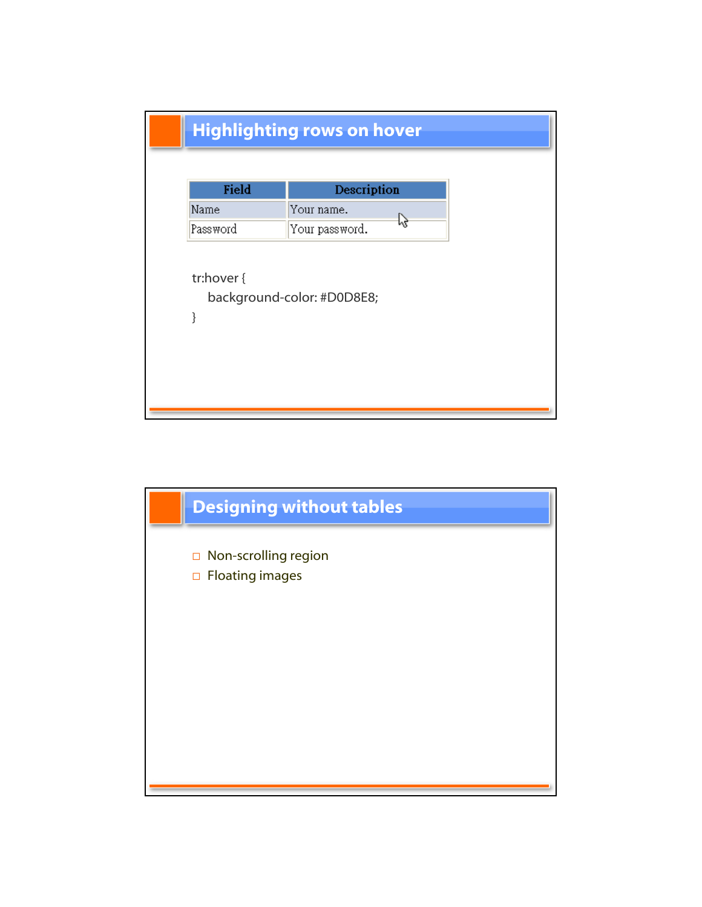## Highlighting rows on hover

| Field | Description |
|---|---|
| Name | Your name. |
| Password | Your password. |

```
tr:hover {
    background-color: #D0D8E8;
}
```

## Designing without tables

- Non-scrolling region
- Floating images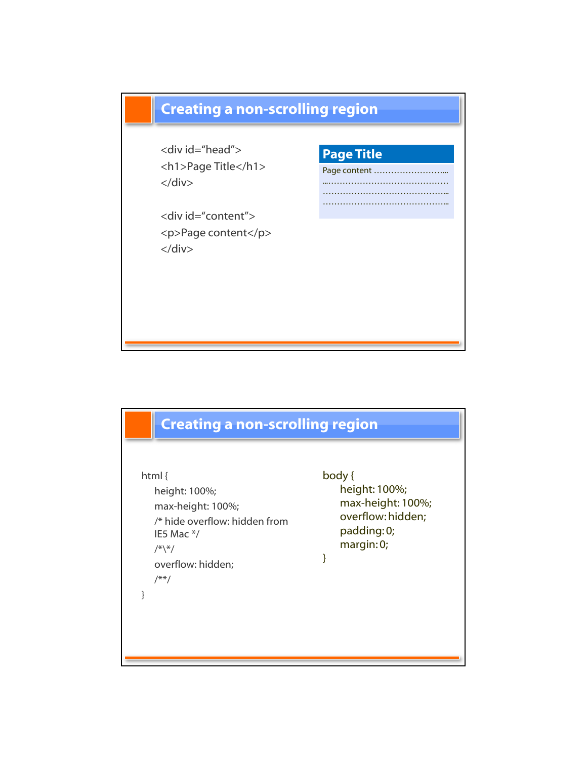## Creating a non-scrolling region

```
<div id="head">
<h1>Page Title</h1>
</div>

<div id="content">
<p>Page content</p>
</div>
```

**Page Title**

Page content ………………………...
....…………………………………….
………………………………………...
………………………………………...

## Creating a non-scrolling region

```
html {
    height: 100%;
    max-height: 100%;
    /* hide overflow: hidden from
    IE5 Mac */
    /*\*/
    overflow: hidden;
    /**/
}
```

```
body {
    height: 100%;
    max-height: 100%;
    overflow: hidden;
    padding: 0;
    margin: 0;
}
```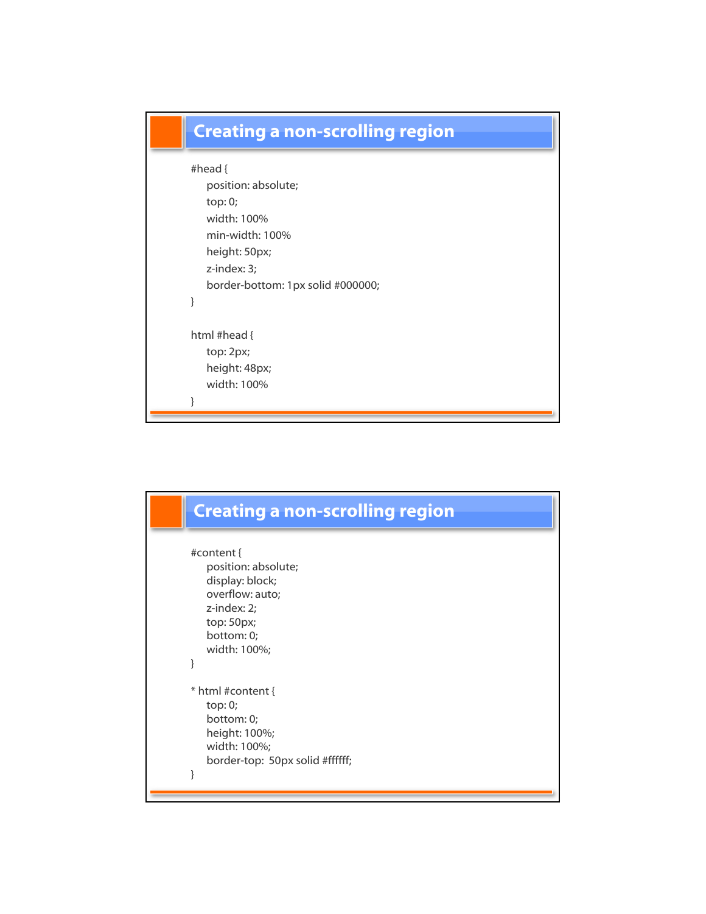## Creating a non-scrolling region

```
#head {
    position: absolute;
    top: 0;
    width: 100%
    min-width: 100%
    height: 50px;
    z-index: 3;
    border-bottom: 1px solid #000000;
}

html #head {
    top: 2px;
    height: 48px;
    width: 100%
}
```

## Creating a non-scrolling region

```
#content {
    position: absolute;
    display: block;
    overflow: auto;
    z-index: 2;
    top: 50px;
    bottom: 0;
    width: 100%;
}

* html #content {
    top: 0;
    bottom: 0;
    height: 100%;
    width: 100%;
    border-top:  50px solid #ffffff;
}
```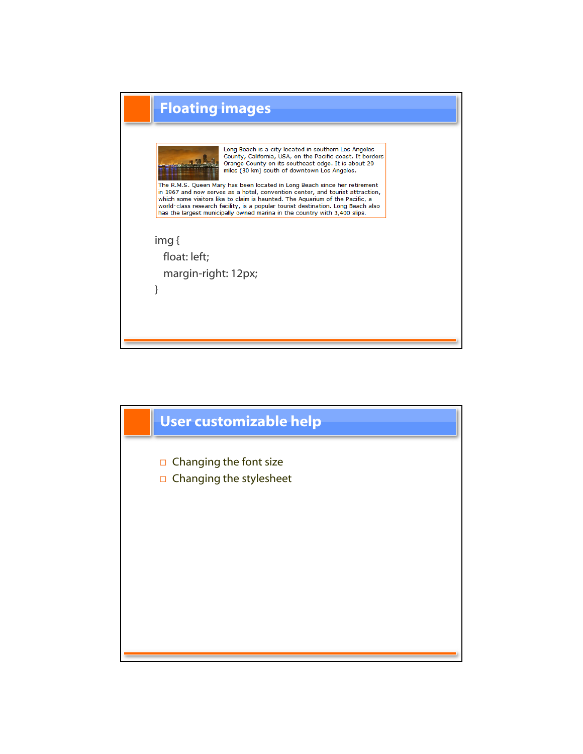## Floating images

Long Beach is a city located in southern Los Angeles County, California, USA, on the Pacific coast. It borders Orange County on its southeast edge. It is about 20 miles (30 km) south of downtown Los Angeles.

The R.M.S. Queen Mary has been located in Long Beach since her retirement in 1967 and now serves as a hotel, convention center, and tourist attraction, which some visitors like to claim is haunted. The Aquarium of the Pacific, a world-class research facility, is a popular tourist destination. Long Beach also has the largest municipally owned marina in the country with 3,400 slips.

```
img {
  float: left;
  margin-right: 12px;
}
```

## User customizable help

- Changing the font size
- Changing the stylesheet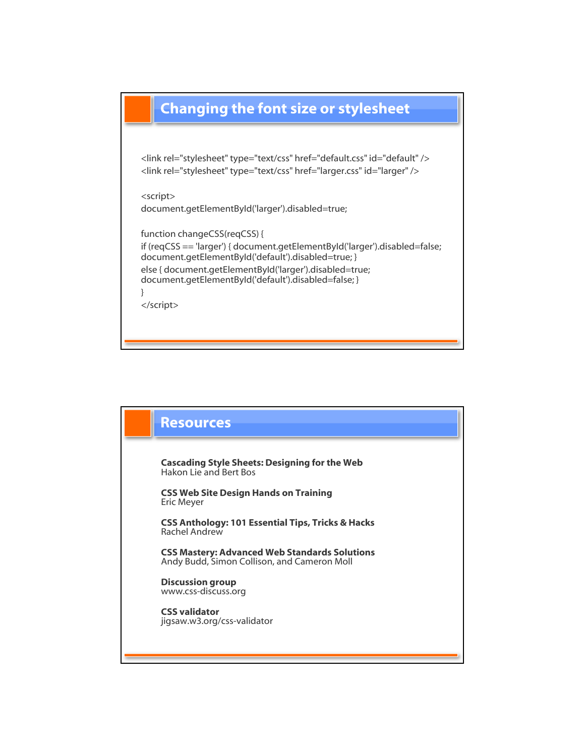## Changing the font size or stylesheet

```
<link rel="stylesheet" type="text/css" href="default.css" id="default" />
<link rel="stylesheet" type="text/css" href="larger.css" id="larger" />

<script>
document.getElementById('larger').disabled=true;

function changeCSS(reqCSS) {
if (reqCSS == 'larger') { document.getElementById('larger').disabled=false;
document.getElementById('default').disabled=true; }
else { document.getElementById('larger').disabled=true;
document.getElementById('default').disabled=false; }
}
</script>
```

## Resources

**Cascading Style Sheets: Designing for the Web**
Hakon Lie and Bert Bos

**CSS Web Site Design Hands on Training**
Eric Meyer

**CSS Anthology: 101 Essential Tips, Tricks & Hacks**
Rachel Andrew

**CSS Mastery: Advanced Web Standards Solutions**
Andy Budd, Simon Collison, and Cameron Moll

**Discussion group**
www.css-discuss.org

**CSS validator**
jigsaw.w3.org/css-validator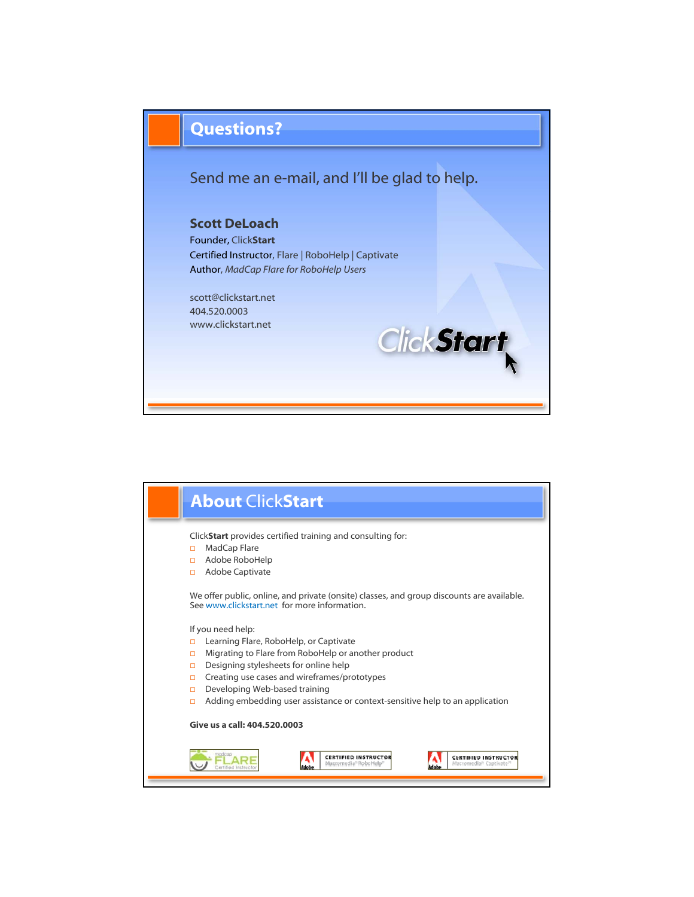## Questions?

Send me an e-mail, and I'll be glad to help.

**Scott DeLoach**

Founder, Click**Start**

Certified Instructor, Flare | RoboHelp | Captivate

Author, *MadCap Flare for RoboHelp Users*

scott@clickstart.net

404.520.0003

www.clickstart.net

ClickStart

## About ClickStart

Click**Start** provides certified training and consulting for:

- MadCap Flare
- Adobe RoboHelp
- Adobe Captivate

We offer public, online, and private (onsite) classes, and group discounts are available. See www.clickstart.net for more information.

If you need help:

- Learning Flare, RoboHelp, or Captivate
- Migrating to Flare from RoboHelp or another product
- Designing stylesheets for online help
- Creating use cases and wireframes/prototypes
- Developing Web-based training
- Adding embedding user assistance or context-sensitive help to an application

**Give us a call: 404.520.0003**

madcap FLARE Certified Instructor

Adobe CERTIFIED INSTRUCTOR Macromedia® RoboHelp®

Adobe CERTIFIED INSTRUCTOR Macromedia® Captivate™